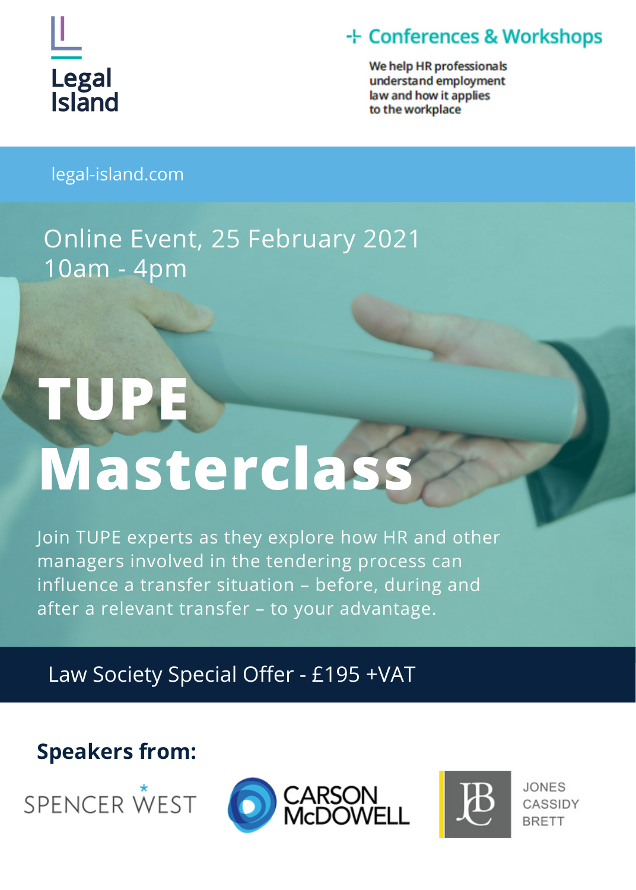Legal Island

+ Conferences & Workshops

We help HR professionals understand employment law and how it applies to the workplace

legal-island.com

Online Event, 25 February 2021
10am - 4pm

# TUPE Masterclass

Join TUPE experts as they explore how HR and other managers involved in the tendering process can influence a transfer situation – before, during and after a relevant transfer – to your advantage.

## Law Society Special Offer - £195 +VAT

**Speakers from:**

SPENCER WEST

CARSON McDOWELL

JONES CASSIDY BRETT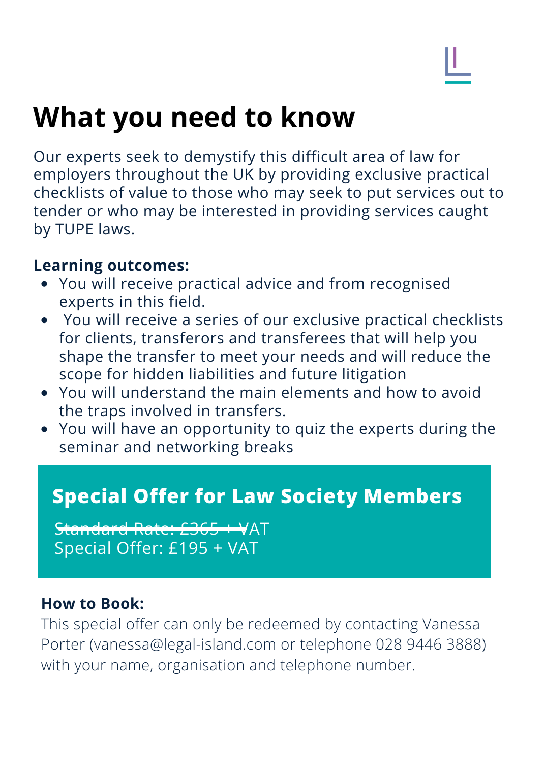# What you need to know

Our experts seek to demystify this difficult area of law for employers throughout the UK by providing exclusive practical checklists of value to those who may seek to put services out to tender or who may be interested in providing services caught by TUPE laws.

**Learning outcomes:**

- You will receive practical advice and from recognised experts in this field.
- You will receive a series of our exclusive practical checklists for clients, transferors and transferees that will help you shape the transfer to meet your needs and will reduce the scope for hidden liabilities and future litigation
- You will understand the main elements and how to avoid the traps involved in transfers.
- You will have an opportunity to quiz the experts during the seminar and networking breaks

## Special Offer for Law Society Members

~~Standard Rate: £365 + VAT~~
Special Offer: £195 + VAT

**How to Book:**

This special offer can only be redeemed by contacting Vanessa Porter (vanessa@legal-island.com or telephone 028 9446 3888) with your name, organisation and telephone number.